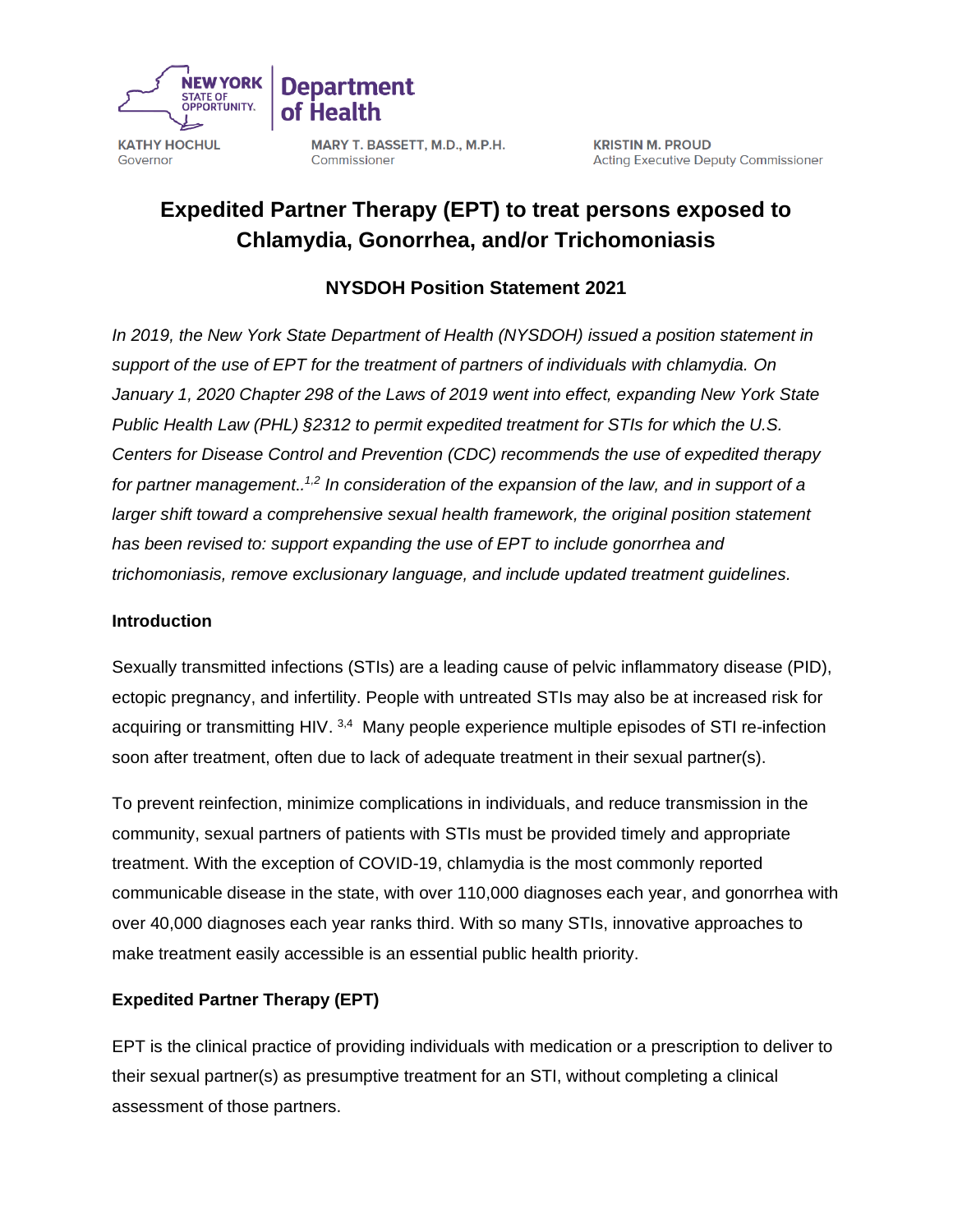NEW YORK STATE OF OPPORTUNITY. | Department of Health

KATHY HOCHUL
Governor

MARY T. BASSETT, M.D., M.P.H.
Commissioner

KRISTIN M. PROUD
Acting Executive Deputy Commissioner

# Expedited Partner Therapy (EPT) to treat persons exposed to Chlamydia, Gonorrhea, and/or Trichomoniasis

## NYSDOH Position Statement 2021

*In 2019, the New York State Department of Health (NYSDOH) issued a position statement in support of the use of EPT for the treatment of partners of individuals with chlamydia. On January 1, 2020 Chapter 298 of the Laws of 2019 went into effect, expanding New York State Public Health Law (PHL) §2312 to permit expedited treatment for STIs for which the U.S. Centers for Disease Control and Prevention (CDC) recommends the use of expedited therapy for partner management..[1,2] In consideration of the expansion of the law, and in support of a larger shift toward a comprehensive sexual health framework, the original position statement has been revised to: support expanding the use of EPT to include gonorrhea and trichomoniasis, remove exclusionary language, and include updated treatment guidelines.*

### Introduction

Sexually transmitted infections (STIs) are a leading cause of pelvic inflammatory disease (PID), ectopic pregnancy, and infertility. People with untreated STIs may also be at increased risk for acquiring or transmitting HIV.[3,4] Many people experience multiple episodes of STI re-infection soon after treatment, often due to lack of adequate treatment in their sexual partner(s).

To prevent reinfection, minimize complications in individuals, and reduce transmission in the community, sexual partners of patients with STIs must be provided timely and appropriate treatment. With the exception of COVID-19, chlamydia is the most commonly reported communicable disease in the state, with over 110,000 diagnoses each year, and gonorrhea with over 40,000 diagnoses each year ranks third. With so many STIs, innovative approaches to make treatment easily accessible is an essential public health priority.

### Expedited Partner Therapy (EPT)

EPT is the clinical practice of providing individuals with medication or a prescription to deliver to their sexual partner(s) as presumptive treatment for an STI, without completing a clinical assessment of those partners.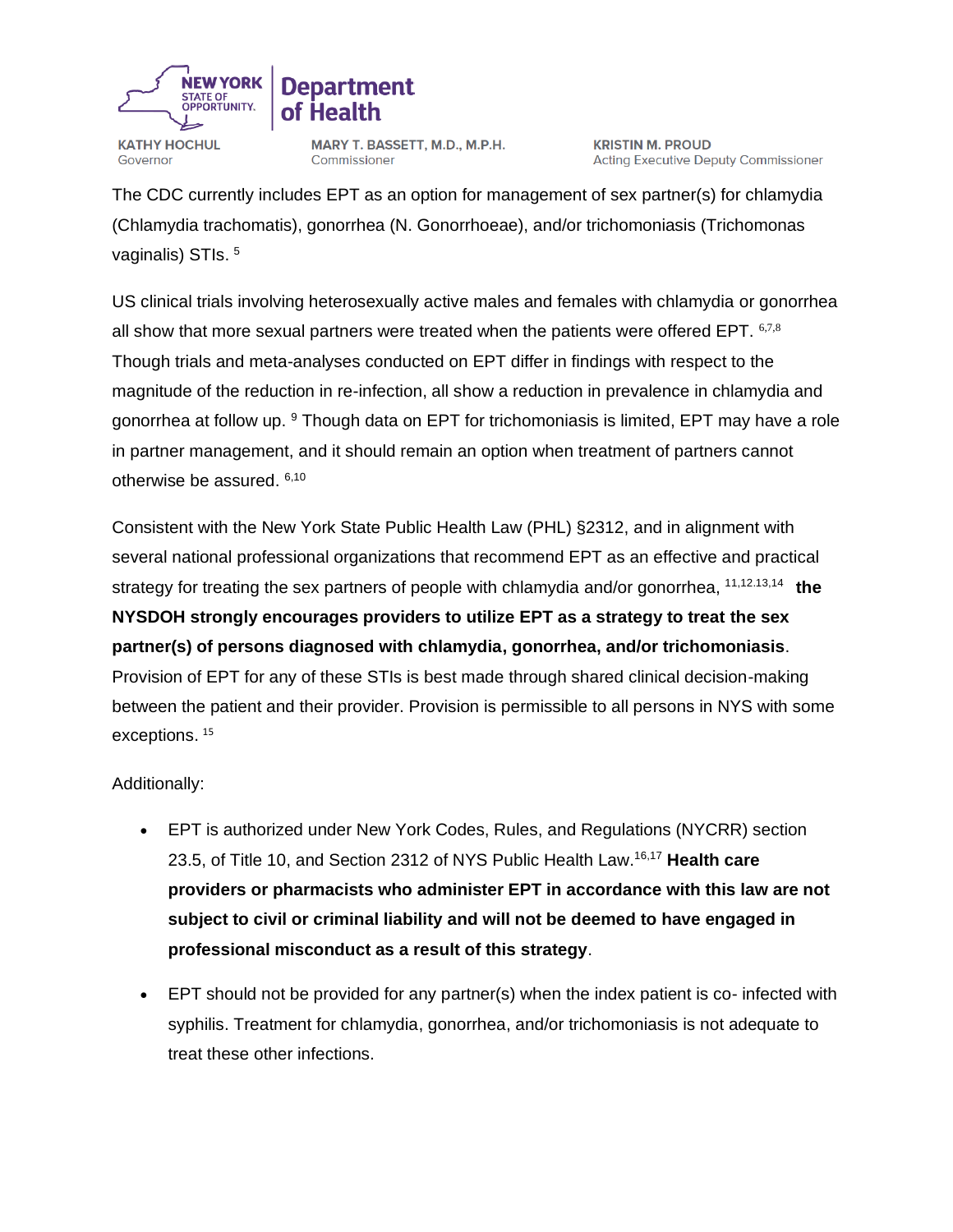The CDC currently includes EPT as an option for management of sex partner(s) for chlamydia (Chlamydia trachomatis), gonorrhea (N. Gonorrhoeae), and/or trichomoniasis (Trichomonas vaginalis) STIs. [5]

US clinical trials involving heterosexually active males and females with chlamydia or gonorrhea all show that more sexual partners were treated when the patients were offered EPT. [6,7,8] Though trials and meta-analyses conducted on EPT differ in findings with respect to the magnitude of the reduction in re-infection, all show a reduction in prevalence in chlamydia and gonorrhea at follow up. [9] Though data on EPT for trichomoniasis is limited, EPT may have a role in partner management, and it should remain an option when treatment of partners cannot otherwise be assured. [6,10]

Consistent with the New York State Public Health Law (PHL) §2312, and in alignment with several national professional organizations that recommend EPT as an effective and practical strategy for treating the sex partners of people with chlamydia and/or gonorrhea, [11,12,13,14] **the NYSDOH strongly encourages providers to utilize EPT as a strategy to treat the sex partner(s) of persons diagnosed with chlamydia, gonorrhea, and/or trichomoniasis**. Provision of EPT for any of these STIs is best made through shared clinical decision-making between the patient and their provider. Provision is permissible to all persons in NYS with some exceptions. [15]

Additionally:

- EPT is authorized under New York Codes, Rules, and Regulations (NYCRR) section 23.5, of Title 10, and Section 2312 of NYS Public Health Law.[16,17] **Health care providers or pharmacists who administer EPT in accordance with this law are not subject to civil or criminal liability and will not be deemed to have engaged in professional misconduct as a result of this strategy**.
- EPT should not be provided for any partner(s) when the index patient is co- infected with syphilis. Treatment for chlamydia, gonorrhea, and/or trichomoniasis is not adequate to treat these other infections.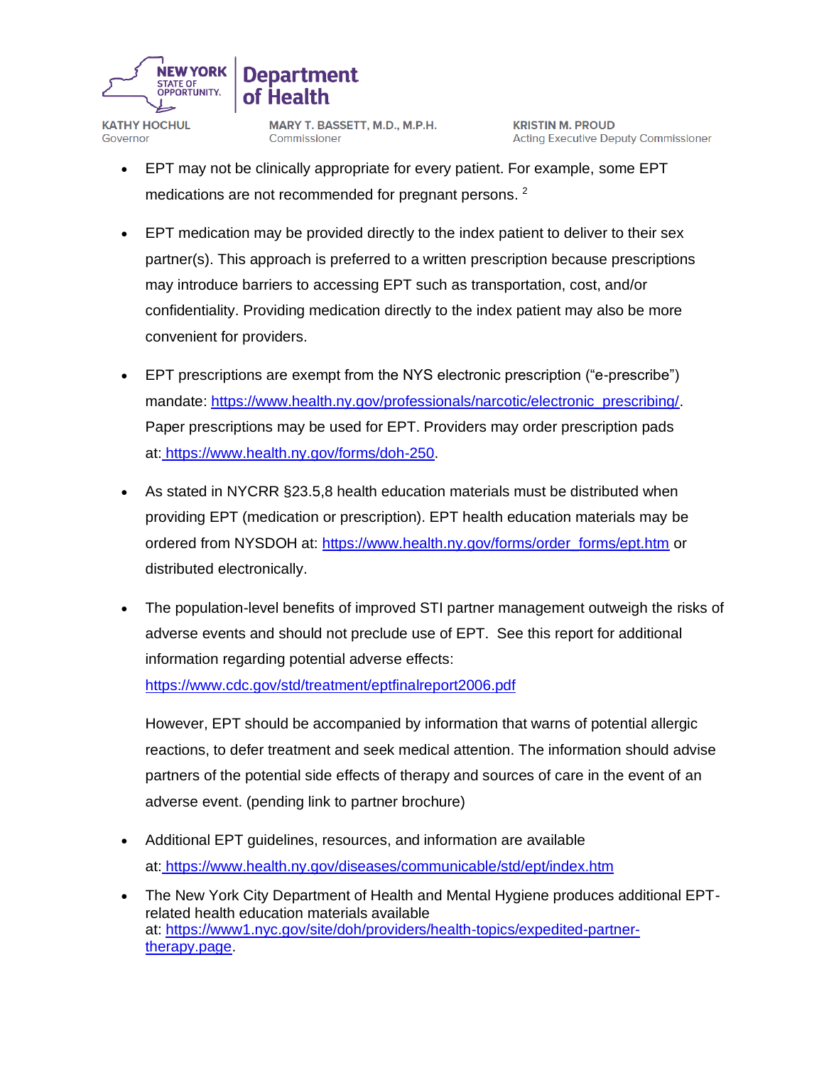- EPT may not be clinically appropriate for every patient. For example, some EPT medications are not recommended for pregnant persons. [2]

- EPT medication may be provided directly to the index patient to deliver to their sex partner(s). This approach is preferred to a written prescription because prescriptions may introduce barriers to accessing EPT such as transportation, cost, and/or confidentiality. Providing medication directly to the index patient may also be more convenient for providers.

- EPT prescriptions are exempt from the NYS electronic prescription ("e-prescribe") mandate: https://www.health.ny.gov/professionals/narcotic/electronic_prescribing/. Paper prescriptions may be used for EPT. Providers may order prescription pads at: https://www.health.ny.gov/forms/doh-250.

- As stated in NYCRR §23.5,8 health education materials must be distributed when providing EPT (medication or prescription). EPT health education materials may be ordered from NYSDOH at: https://www.health.ny.gov/forms/order_forms/ept.htm or distributed electronically.

- The population-level benefits of improved STI partner management outweigh the risks of adverse events and should not preclude use of EPT. See this report for additional information regarding potential adverse effects: https://www.cdc.gov/std/treatment/eptfinalreport2006.pdf

  However, EPT should be accompanied by information that warns of potential allergic reactions, to defer treatment and seek medical attention. The information should advise partners of the potential side effects of therapy and sources of care in the event of an adverse event. (pending link to partner brochure)

- Additional EPT guidelines, resources, and information are available at: https://www.health.ny.gov/diseases/communicable/std/ept/index.htm

- The New York City Department of Health and Mental Hygiene produces additional EPT-related health education materials available at: https://www1.nyc.gov/site/doh/providers/health-topics/expedited-partner-therapy.page.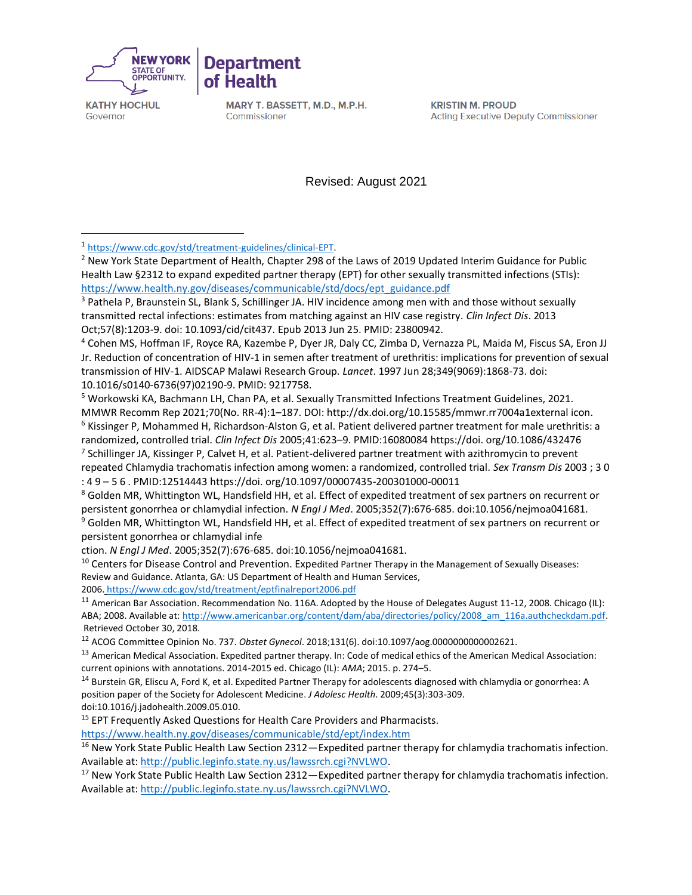NEW YORK STATE OF OPPORTUNITY. | Department of Health

KATHY HOCHUL
Governor

MARY T. BASSETT, M.D., M.P.H.
Commissioner

KRISTIN M. PROUD
Acting Executive Deputy Commissioner

Revised: August 2021

---

[1] https://www.cdc.gov/std/treatment-guidelines/clinical-EPT.

[2] New York State Department of Health, Chapter 298 of the Laws of 2019 Updated Interim Guidance for Public Health Law §2312 to expand expedited partner therapy (EPT) for other sexually transmitted infections (STIs): https://www.health.ny.gov/diseases/communicable/std/docs/ept_guidance.pdf

[3] Pathela P, Braunstein SL, Blank S, Schillinger JA. HIV incidence among men with and those without sexually transmitted rectal infections: estimates from matching against an HIV case registry. *Clin Infect Dis*. 2013 Oct;57(8):1203-9. doi: 10.1093/cid/cit437. Epub 2013 Jun 25. PMID: 23800942.

[4] Cohen MS, Hoffman IF, Royce RA, Kazembe P, Dyer JR, Daly CC, Zimba D, Vernazza PL, Maida M, Fiscus SA, Eron JJ Jr. Reduction of concentration of HIV-1 in semen after treatment of urethritis: implications for prevention of sexual transmission of HIV-1. AIDSCAP Malawi Research Group. *Lancet*. 1997 Jun 28;349(9069):1868-73. doi: 10.1016/s0140-6736(97)02190-9. PMID: 9217758.

[5] Workowski KA, Bachmann LH, Chan PA, et al. Sexually Transmitted Infections Treatment Guidelines, 2021. MMWR Recomm Rep 2021;70(No. RR-4):1–187. DOI: http://dx.doi.org/10.15585/mmwr.rr7004a1external icon.

[6] Kissinger P, Mohammed H, Richardson-Alston G, et al. Patient delivered partner treatment for male urethritis: a randomized, controlled trial. *Clin Infect Dis* 2005;41:623–9. PMID:16080084 https://doi. org/10.1086/432476

[7] Schillinger JA, Kissinger P, Calvet H, et al. Patient-delivered partner treatment with azithromycin to prevent repeated Chlamydia trachomatis infection among women: a randomized, controlled trial. *Sex Transm Dis* 2003 ; 3 0 : 4 9 – 5 6 . PMID:12514443 https://doi. org/10.1097/00007435-200301000-00011

[8] Golden MR, Whittington WL, Handsfield HH, et al. Effect of expedited treatment of sex partners on recurrent or persistent gonorrhea or chlamydial infection. *N Engl J Med*. 2005;352(7):676-685. doi:10.1056/nejmoa041681.

[9] Golden MR, Whittington WL, Handsfield HH, et al. Effect of expedited treatment of sex partners on recurrent or persistent gonorrhea or chlamydial infe
ction. *N Engl J Med*. 2005;352(7):676-685. doi:10.1056/nejmoa041681.

[10] Centers for Disease Control and Prevention. Expedited Partner Therapy in the Management of Sexually Diseases: Review and Guidance. Atlanta, GA: US Department of Health and Human Services, 2006. https://www.cdc.gov/std/treatment/eptfinalreport2006.pdf

[11] American Bar Association. Recommendation No. 116A. Adopted by the House of Delegates August 11-12, 2008. Chicago (IL): ABA; 2008. Available at: http://www.americanbar.org/content/dam/aba/directories/policy/2008_am_116a.authcheckdam.pdf. Retrieved October 30, 2018.

[12] ACOG Committee Opinion No. 737. *Obstet Gynecol*. 2018;131(6). doi:10.1097/aog.0000000000002621.

[13] American Medical Association. Expedited partner therapy. In: Code of medical ethics of the American Medical Association: current opinions with annotations. 2014-2015 ed. Chicago (IL): *AMA*; 2015. p. 274–5.

[14] Burstein GR, Eliscu A, Ford K, et al. Expedited Partner Therapy for adolescents diagnosed with chlamydia or gonorrhea: A position paper of the Society for Adolescent Medicine. *J Adolesc Health*. 2009;45(3):303-309. doi:10.1016/j.jadohealth.2009.05.010.

[15] EPT Frequently Asked Questions for Health Care Providers and Pharmacists. https://www.health.ny.gov/diseases/communicable/std/ept/index.htm

[16] New York State Public Health Law Section 2312—Expedited partner therapy for chlamydia trachomatis infection. Available at: http://public.leginfo.state.ny.us/lawssrch.cgi?NVLWO.

[17] New York State Public Health Law Section 2312—Expedited partner therapy for chlamydia trachomatis infection. Available at: http://public.leginfo.state.ny.us/lawssrch.cgi?NVLWO.